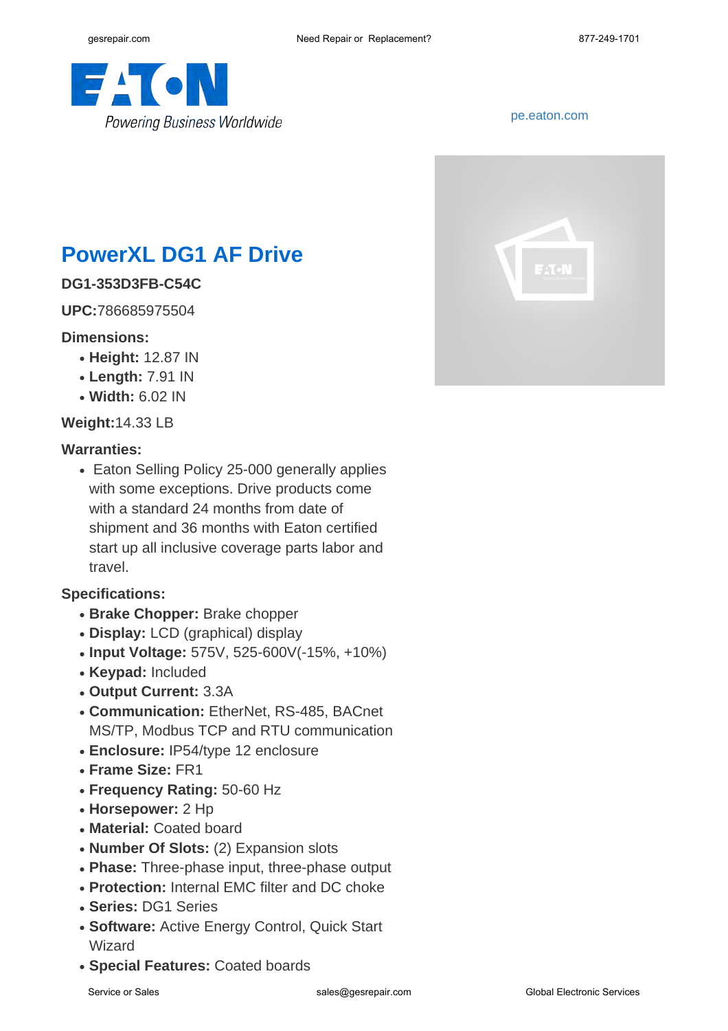pe.eaton.com

# PowerXL DG1 AF Drive

**DG1-353D3FB-C54C**

**UPC:**786685975504

**Dimensions:**

- **Height:** 12.87 IN
- **Length:** 7.91 IN
- **Width:** 6.02 IN

**Weight:**14.33 LB

**Warranties:**

- Eaton Selling Policy 25-000 generally applies with some exceptions. Drive products come with a standard 24 months from date of shipment and 36 months with Eaton certified start up all inclusive coverage parts labor and travel.

**Specifications:**

- **Brake Chopper:** Brake chopper
- **Display:** LCD (graphical) display
- **Input Voltage:** 575V, 525-600V(-15%, +10%)
- **Keypad:** Included
- **Output Current:** 3.3A
- **Communication:** EtherNet, RS-485, BACnet MS/TP, Modbus TCP and RTU communication
- **Enclosure:** IP54/type 12 enclosure
- **Frame Size:** FR1
- **Frequency Rating:** 50-60 Hz
- **Horsepower:** 2 Hp
- **Material:** Coated board
- **Number Of Slots:** (2) Expansion slots
- **Phase:** Three-phase input, three-phase output
- **Protection:** Internal EMC filter and DC choke
- **Series:** DG1 Series
- **Software:** Active Energy Control, Quick Start Wizard
- **Special Features:** Coated boards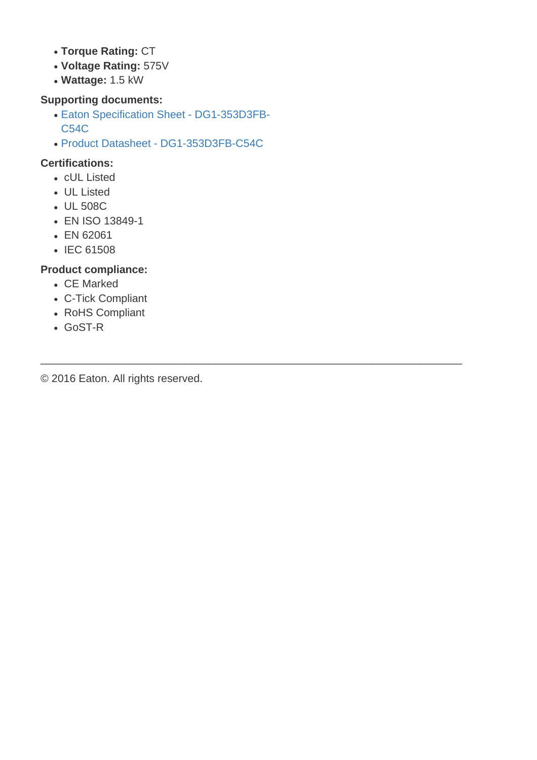- **Torque Rating:** CT
- **Voltage Rating:** 575V
- **Wattage:** 1.5 kW

**Supporting documents:**

- Eaton Specification Sheet - DG1-353D3FB-C54C
- Product Datasheet - DG1-353D3FB-C54C

**Certifications:**

- cUL Listed
- UL Listed
- UL 508C
- EN ISO 13849-1
- EN 62061
- IEC 61508

**Product compliance:**

- CE Marked
- C-Tick Compliant
- RoHS Compliant
- GoST-R

---

© 2016 Eaton. All rights reserved.